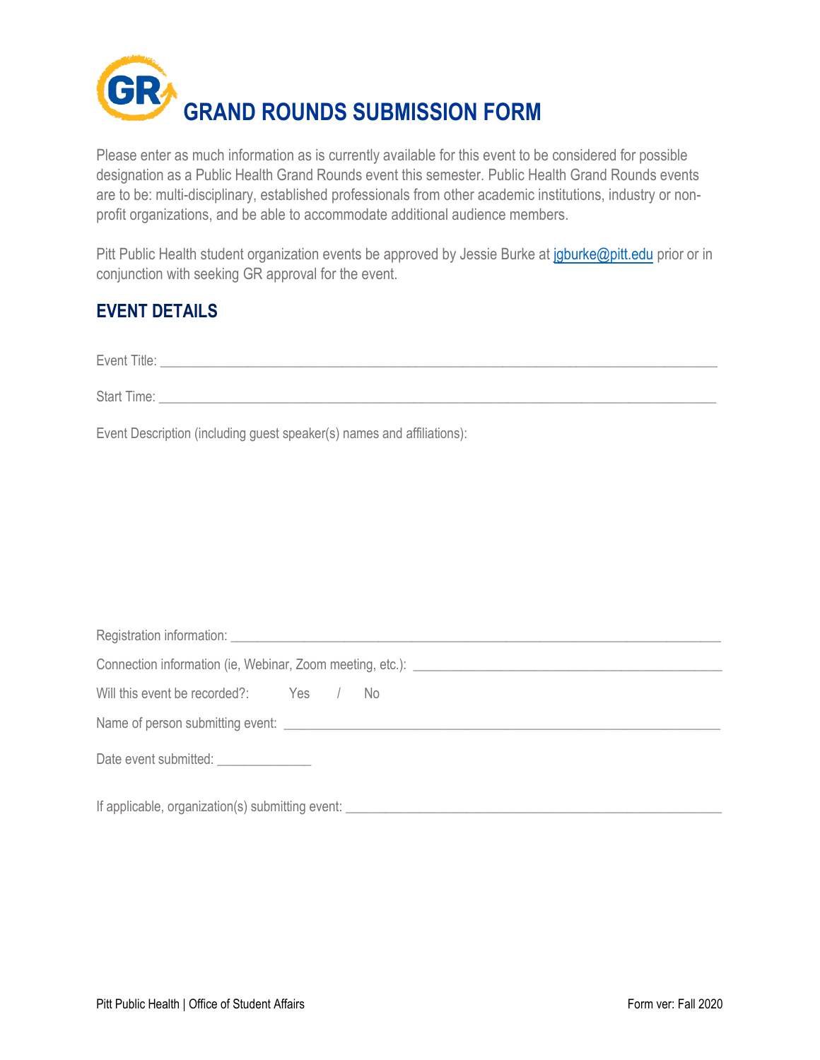# GRAND ROUNDS SUBMISSION FORM

Please enter as much information as is currently available for this event to be considered for possible designation as a Public Health Grand Rounds event this semester. Public Health Grand Rounds events are to be: multi-disciplinary, established professionals from other academic institutions, industry or non-profit organizations, and be able to accommodate additional audience members.

Pitt Public Health student organization events be approved by Jessie Burke at jgburke@pitt.edu prior or in conjunction with seeking GR approval for the event.

## EVENT DETAILS

Event Title: ___________________________________________________________________________

Start Time: ___________________________________________________________________________

Event Description (including guest speaker(s) names and affiliations):

Registration information: ______________________________________________________________

Connection information (ie, Webinar, Zoom meeting, etc.): __________________________________________

Will this event be recorded?: Yes / No

Name of person submitting event: ______________________________________________________

Date event submitted: _____________

If applicable, organization(s) submitting event: ____________________________________________

Pitt Public Health | Office of Student Affairs

Form ver: Fall 2020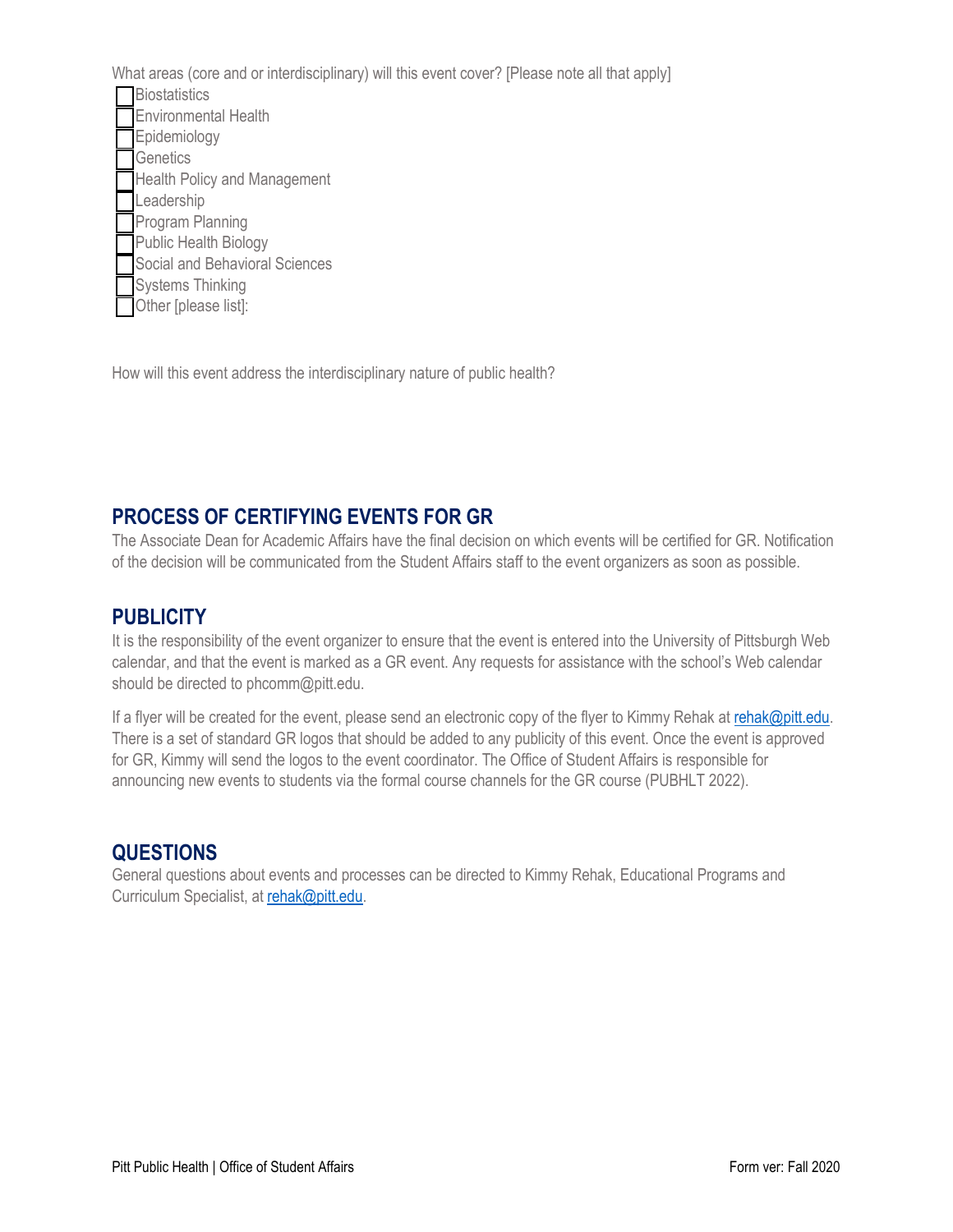What areas (core and or interdisciplinary) will this event cover? [Please note all that apply]

- [ ] Biostatistics
- [ ] Environmental Health
- [ ] Epidemiology
- [ ] Genetics
- [ ] Health Policy and Management
- [ ] Leadership
- [ ] Program Planning
- [ ] Public Health Biology
- [ ] Social and Behavioral Sciences
- [ ] Systems Thinking
- [ ] Other [please list]:

How will this event address the interdisciplinary nature of public health?

## PROCESS OF CERTIFYING EVENTS FOR GR

The Associate Dean for Academic Affairs have the final decision on which events will be certified for GR. Notification of the decision will be communicated from the Student Affairs staff to the event organizers as soon as possible.

## PUBLICITY

It is the responsibility of the event organizer to ensure that the event is entered into the University of Pittsburgh Web calendar, and that the event is marked as a GR event. Any requests for assistance with the school's Web calendar should be directed to phcomm@pitt.edu.

If a flyer will be created for the event, please send an electronic copy of the flyer to Kimmy Rehak at rehak@pitt.edu. There is a set of standard GR logos that should be added to any publicity of this event. Once the event is approved for GR, Kimmy will send the logos to the event coordinator. The Office of Student Affairs is responsible for announcing new events to students via the formal course channels for the GR course (PUBHLT 2022).

## QUESTIONS

General questions about events and processes can be directed to Kimmy Rehak, Educational Programs and Curriculum Specialist, at rehak@pitt.edu.